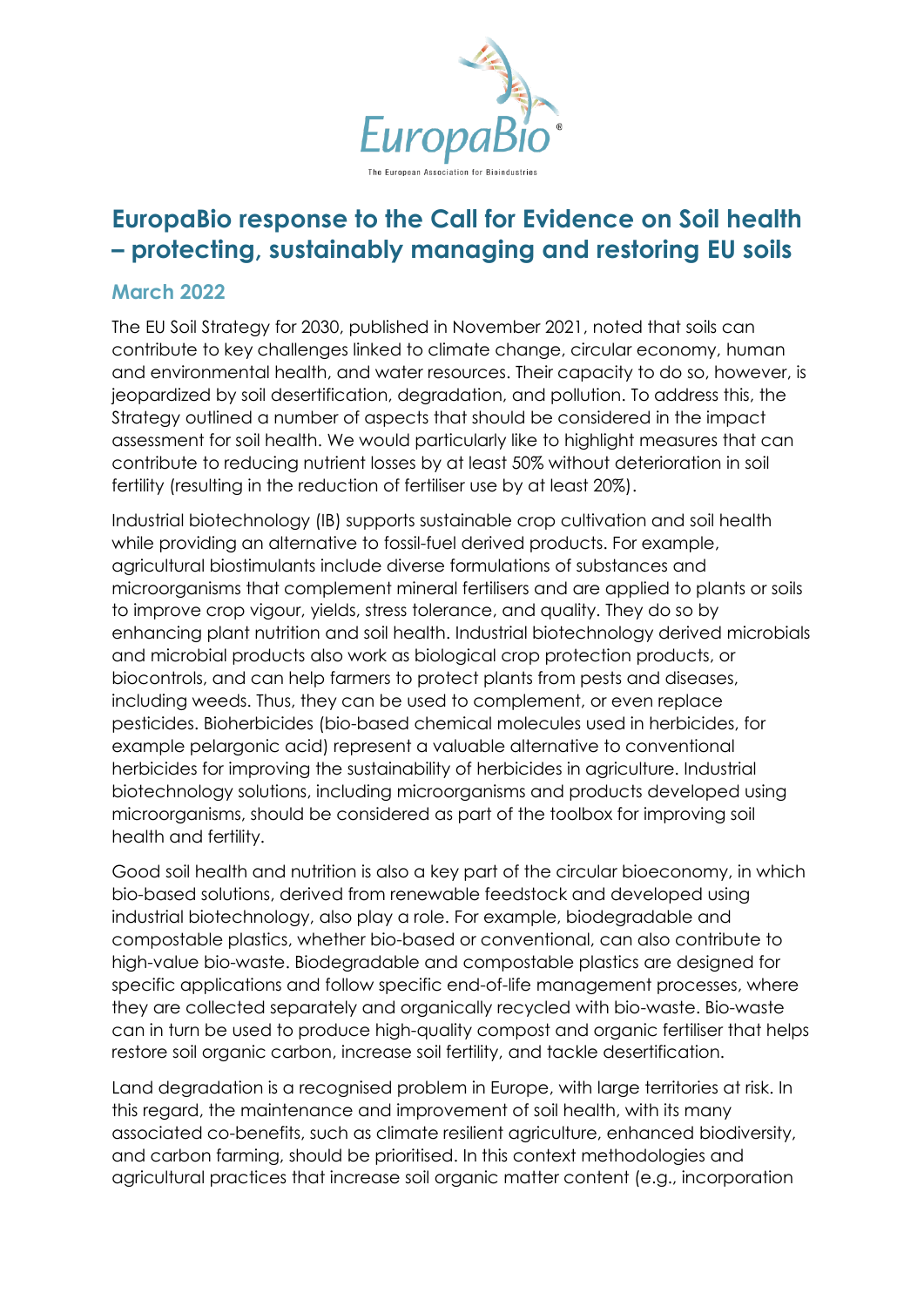# EuropaBio response to the Call for Evidence on Soil health – protecting, sustainably managing and restoring EU soils

## March 2022

The EU Soil Strategy for 2030, published in November 2021, noted that soils can contribute to key challenges linked to climate change, circular economy, human and environmental health, and water resources. Their capacity to do so, however, is jeopardized by soil desertification, degradation, and pollution. To address this, the Strategy outlined a number of aspects that should be considered in the impact assessment for soil health. We would particularly like to highlight measures that can contribute to reducing nutrient losses by at least 50% without deterioration in soil fertility (resulting in the reduction of fertiliser use by at least 20%).

Industrial biotechnology (IB) supports sustainable crop cultivation and soil health while providing an alternative to fossil-fuel derived products. For example, agricultural biostimulants include diverse formulations of substances and microorganisms that complement mineral fertilisers and are applied to plants or soils to improve crop vigour, yields, stress tolerance, and quality. They do so by enhancing plant nutrition and soil health. Industrial biotechnology derived microbials and microbial products also work as biological crop protection products, or biocontrols, and can help farmers to protect plants from pests and diseases, including weeds. Thus, they can be used to complement, or even replace pesticides. Bioherbicides (bio-based chemical molecules used in herbicides, for example pelargonic acid) represent a valuable alternative to conventional herbicides for improving the sustainability of herbicides in agriculture. Industrial biotechnology solutions, including microorganisms and products developed using microorganisms, should be considered as part of the toolbox for improving soil health and fertility.

Good soil health and nutrition is also a key part of the circular bioeconomy, in which bio-based solutions, derived from renewable feedstock and developed using industrial biotechnology, also play a role. For example, biodegradable and compostable plastics, whether bio-based or conventional, can also contribute to high-value bio-waste. Biodegradable and compostable plastics are designed for specific applications and follow specific end-of-life management processes, where they are collected separately and organically recycled with bio-waste. Bio-waste can in turn be used to produce high-quality compost and organic fertiliser that helps restore soil organic carbon, increase soil fertility, and tackle desertification.

Land degradation is a recognised problem in Europe, with large territories at risk. In this regard, the maintenance and improvement of soil health, with its many associated co-benefits, such as climate resilient agriculture, enhanced biodiversity, and carbon farming, should be prioritised. In this context methodologies and agricultural practices that increase soil organic matter content (e.g., incorporation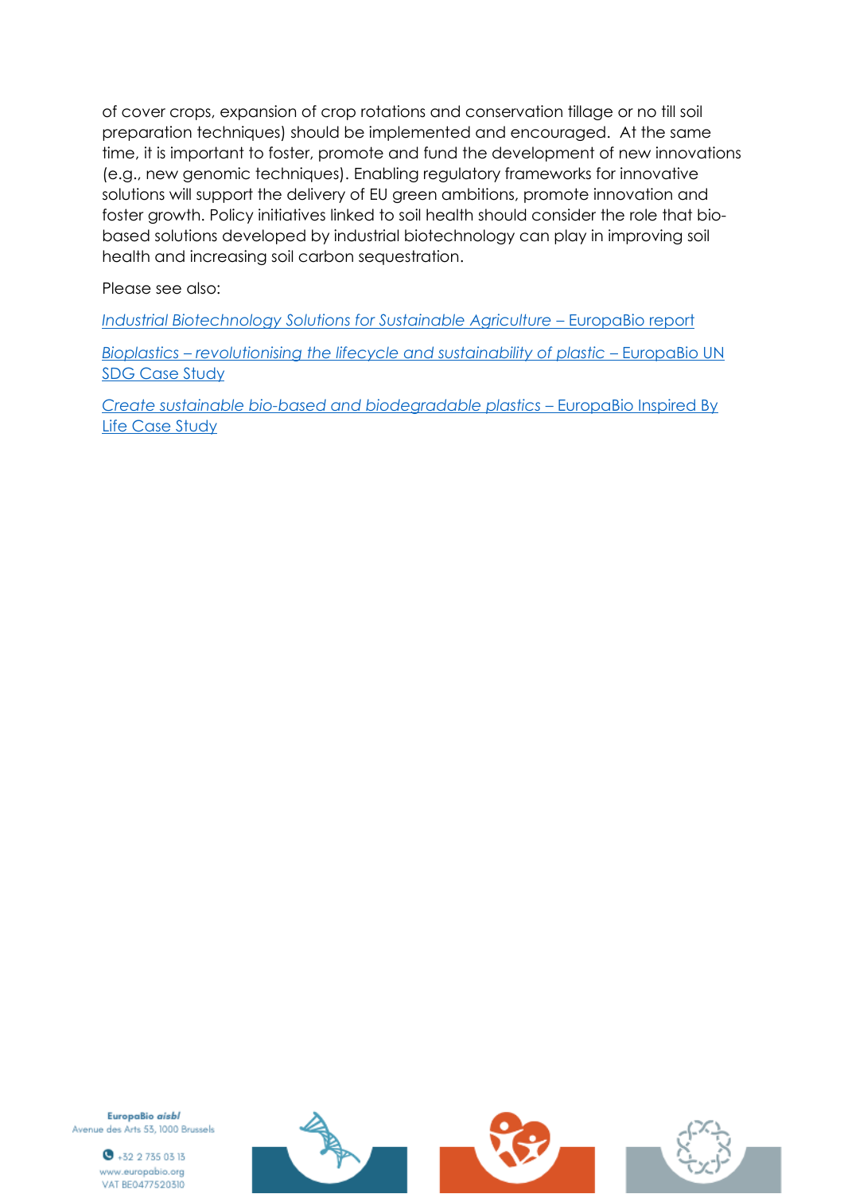of cover crops, expansion of crop rotations and conservation tillage or no till soil preparation techniques) should be implemented and encouraged. At the same time, it is important to foster, promote and fund the development of new innovations (e.g., new genomic techniques). Enabling regulatory frameworks for innovative solutions will support the delivery of EU green ambitions, promote innovation and foster growth. Policy initiatives linked to soil health should consider the role that bio-based solutions developed by industrial biotechnology can play in improving soil health and increasing soil carbon sequestration.

Please see also:

*Industrial Biotechnology Solutions for Sustainable Agriculture* – EuropaBio report

*Bioplastics – revolutionising the lifecycle and sustainability of plastic* – EuropaBio UN SDG Case Study

*Create sustainable bio-based and biodegradable plastics* – EuropaBio Inspired By Life Case Study